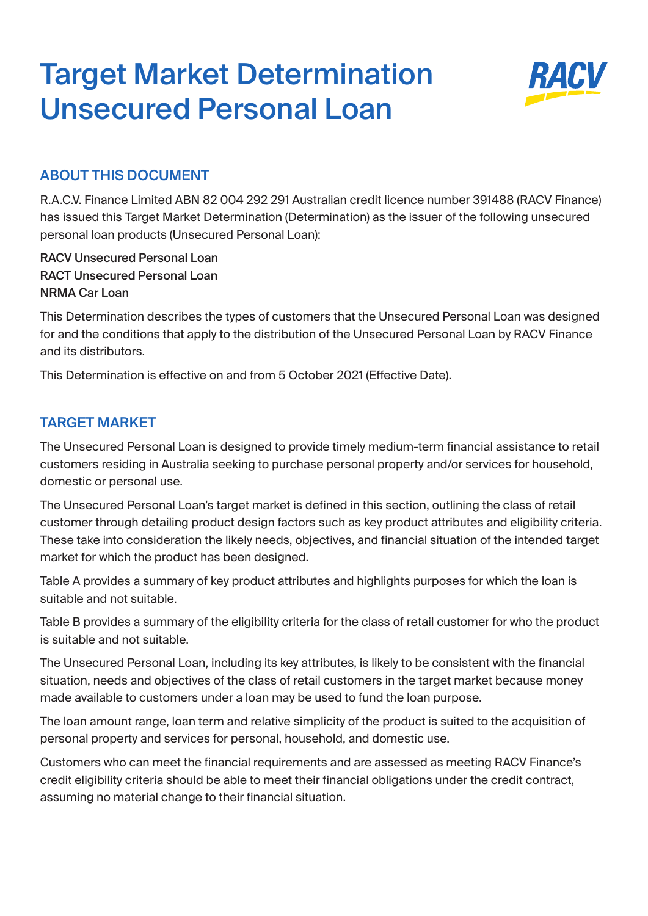# Target Market Determination Unsecured Personal Loan

## ABOUT THIS DOCUMENT

R.A.C.V. Finance Limited ABN 82 004 292 291 Australian credit licence number 391488 (RACV Finance) has issued this Target Market Determination (Determination) as the issuer of the following unsecured personal loan products (Unsecured Personal Loan):

**RACV Unsecured Personal Loan**
**RACT Unsecured Personal Loan**
**NRMA Car Loan**

This Determination describes the types of customers that the Unsecured Personal Loan was designed for and the conditions that apply to the distribution of the Unsecured Personal Loan by RACV Finance and its distributors.

This Determination is effective on and from 5 October 2021 (Effective Date).

## TARGET MARKET

The Unsecured Personal Loan is designed to provide timely medium-term financial assistance to retail customers residing in Australia seeking to purchase personal property and/or services for household, domestic or personal use.

The Unsecured Personal Loan's target market is defined in this section, outlining the class of retail customer through detailing product design factors such as key product attributes and eligibility criteria. These take into consideration the likely needs, objectives, and financial situation of the intended target market for which the product has been designed.

Table A provides a summary of key product attributes and highlights purposes for which the loan is suitable and not suitable.

Table B provides a summary of the eligibility criteria for the class of retail customer for who the product is suitable and not suitable.

The Unsecured Personal Loan, including its key attributes, is likely to be consistent with the financial situation, needs and objectives of the class of retail customers in the target market because money made available to customers under a loan may be used to fund the loan purpose.

The loan amount range, loan term and relative simplicity of the product is suited to the acquisition of personal property and services for personal, household, and domestic use.

Customers who can meet the financial requirements and are assessed as meeting RACV Finance's credit eligibility criteria should be able to meet their financial obligations under the credit contract, assuming no material change to their financial situation.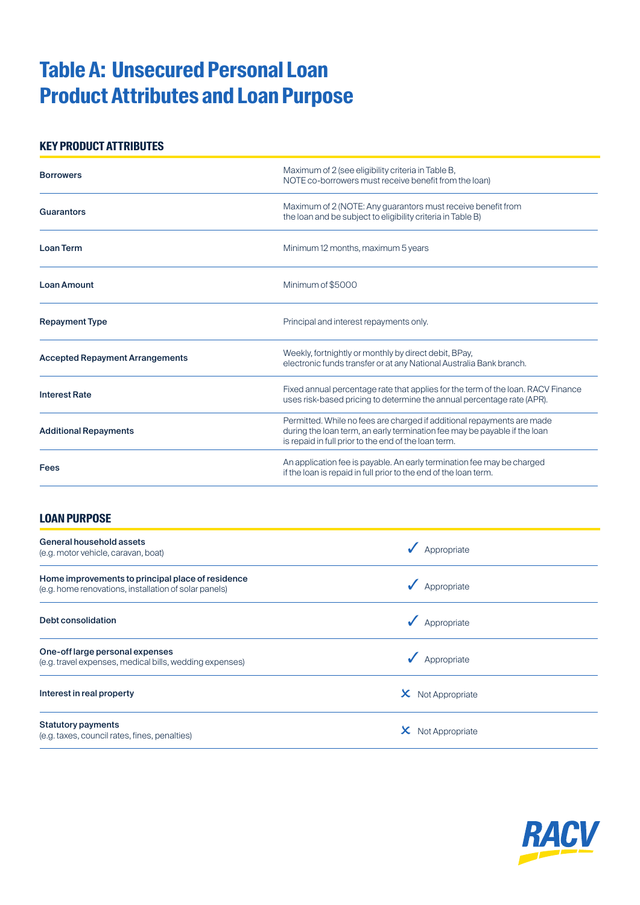# Table A: Unsecured Personal Loan Product Attributes and Loan Purpose

## KEY PRODUCT ATTRIBUTES

| | |
|---|---|
| **Borrowers** | Maximum of 2 (see eligibility criteria in Table B, NOTE co-borrowers must receive benefit from the loan) |
| **Guarantors** | Maximum of 2 (NOTE: Any guarantors must receive benefit from the loan and be subject to eligibility criteria in Table B) |
| **Loan Term** | Minimum 12 months, maximum 5 years |
| **Loan Amount** | Minimum of $5000 |
| **Repayment Type** | Principal and interest repayments only. |
| **Accepted Repayment Arrangements** | Weekly, fortnightly or monthly by direct debit, BPay, electronic funds transfer or at any National Australia Bank branch. |
| **Interest Rate** | Fixed annual percentage rate that applies for the term of the loan. RACV Finance uses risk-based pricing to determine the annual percentage rate (APR). |
| **Additional Repayments** | Permitted. While no fees are charged if additional repayments are made during the loan term, an early termination fee may be payable if the loan is repaid in full prior to the end of the loan term. |
| **Fees** | An application fee is payable. An early termination fee may be charged if the loan is repaid in full prior to the end of the loan term. |

## LOAN PURPOSE

| | |
|---|---|
| **General household assets** (e.g. motor vehicle, caravan, boat) | ✓ Appropriate |
| **Home improvements to principal place of residence** (e.g. home renovations, installation of solar panels) | ✓ Appropriate |
| **Debt consolidation** | ✓ Appropriate |
| **One-off large personal expenses** (e.g. travel expenses, medical bills, wedding expenses) | ✓ Appropriate |
| **Interest in real property** | ✗ Not Appropriate |
| **Statutory payments** (e.g. taxes, council rates, fines, penalties) | ✗ Not Appropriate |

RACV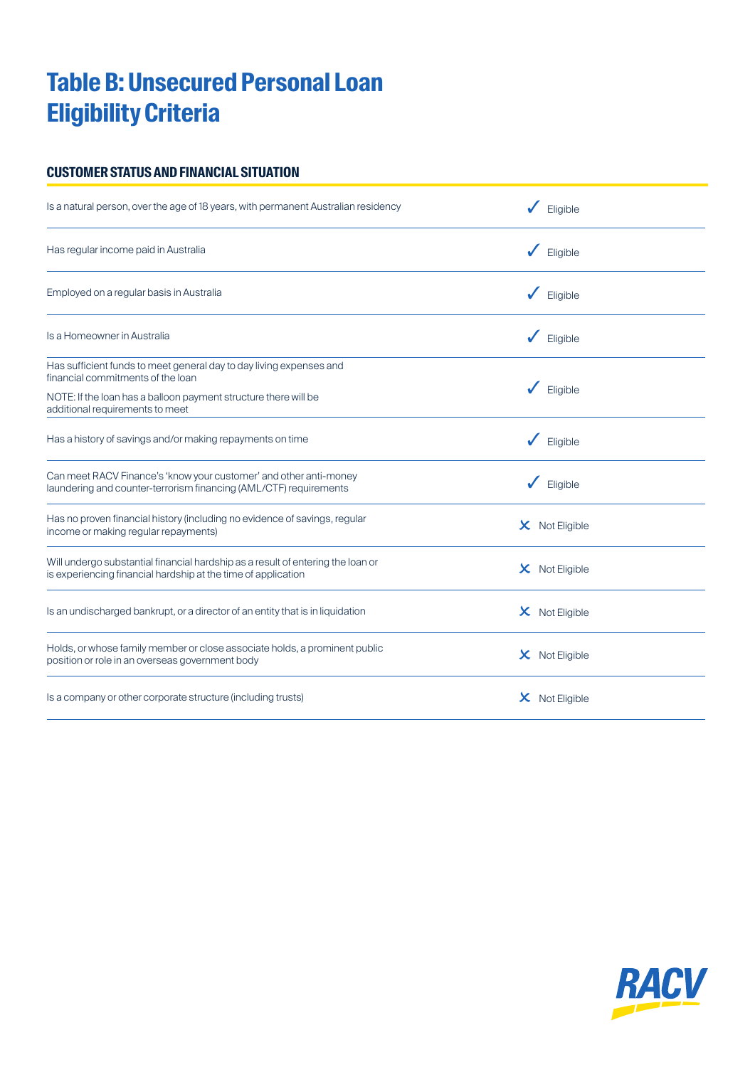# Table B: Unsecured Personal Loan Eligibility Criteria

## CUSTOMER STATUS AND FINANCIAL SITUATION

| Criteria | Eligibility |
|---|---|
| Is a natural person, over the age of 18 years, with permanent Australian residency | ✓ Eligible |
| Has regular income paid in Australia | ✓ Eligible |
| Employed on a regular basis in Australia | ✓ Eligible |
| Is a Homeowner in Australia | ✓ Eligible |
| Has sufficient funds to meet general day to day living expenses and financial commitments of the loan<br>NOTE: If the loan has a balloon payment structure there will be additional requirements to meet | ✓ Eligible |
| Has a history of savings and/or making repayments on time | ✓ Eligible |
| Can meet RACV Finance's 'know your customer' and other anti-money laundering and counter-terrorism financing (AML/CTF) requirements | ✓ Eligible |
| Has no proven financial history (including no evidence of savings, regular income or making regular repayments) | ✗ Not Eligible |
| Will undergo substantial financial hardship as a result of entering the loan or is experiencing financial hardship at the time of application | ✗ Not Eligible |
| Is an undischarged bankrupt, or a director of an entity that is in liquidation | ✗ Not Eligible |
| Holds, or whose family member or close associate holds, a prominent public position or role in an overseas government body | ✗ Not Eligible |
| Is a company or other corporate structure (including trusts) | ✗ Not Eligible |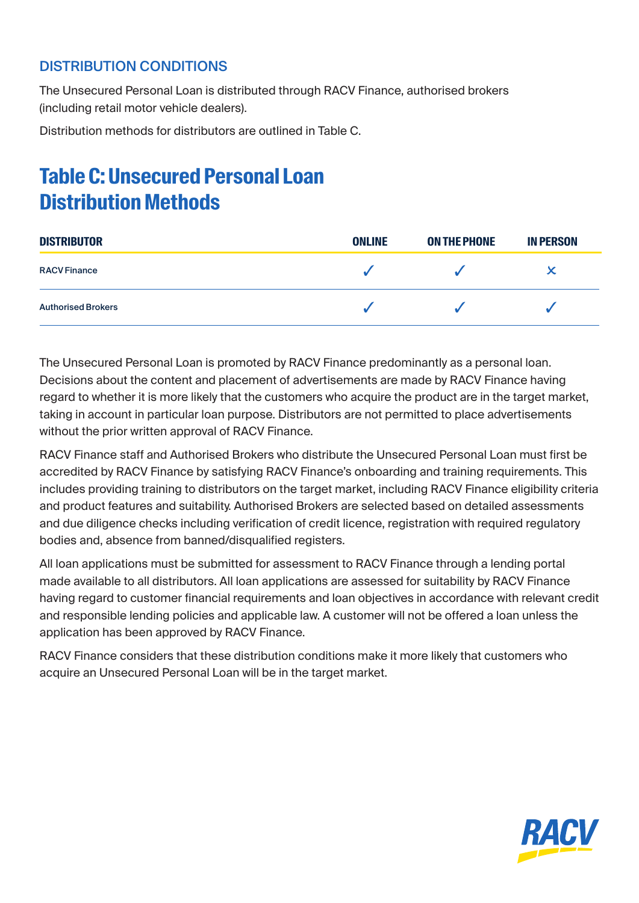## DISTRIBUTION CONDITIONS

The Unsecured Personal Loan is distributed through RACV Finance, authorised brokers (including retail motor vehicle dealers).

Distribution methods for distributors are outlined in Table C.

# Table C: Unsecured Personal Loan Distribution Methods

| DISTRIBUTOR | ONLINE | ON THE PHONE | IN PERSON |
|---|---|---|---|
| RACV Finance | ✓ | ✓ | ✗ |
| Authorised Brokers | ✓ | ✓ | ✓ |

The Unsecured Personal Loan is promoted by RACV Finance predominantly as a personal loan. Decisions about the content and placement of advertisements are made by RACV Finance having regard to whether it is more likely that the customers who acquire the product are in the target market, taking in account in particular loan purpose. Distributors are not permitted to place advertisements without the prior written approval of RACV Finance.

RACV Finance staff and Authorised Brokers who distribute the Unsecured Personal Loan must first be accredited by RACV Finance by satisfying RACV Finance's onboarding and training requirements. This includes providing training to distributors on the target market, including RACV Finance eligibility criteria and product features and suitability. Authorised Brokers are selected based on detailed assessments and due diligence checks including verification of credit licence, registration with required regulatory bodies and, absence from banned/disqualified registers.

All loan applications must be submitted for assessment to RACV Finance through a lending portal made available to all distributors. All loan applications are assessed for suitability by RACV Finance having regard to customer financial requirements and loan objectives in accordance with relevant credit and responsible lending policies and applicable law. A customer will not be offered a loan unless the application has been approved by RACV Finance.

RACV Finance considers that these distribution conditions make it more likely that customers who acquire an Unsecured Personal Loan will be in the target market.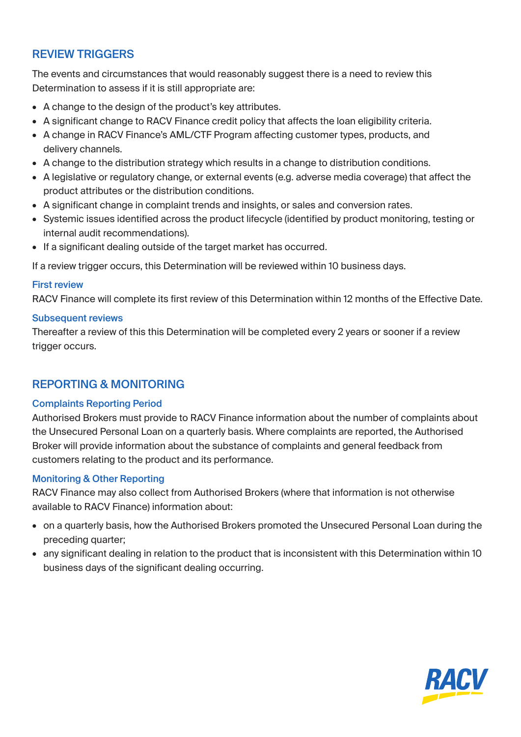## REVIEW TRIGGERS

The events and circumstances that would reasonably suggest there is a need to review this Determination to assess if it is still appropriate are:

- A change to the design of the product's key attributes.
- A significant change to RACV Finance credit policy that affects the loan eligibility criteria.
- A change in RACV Finance's AML/CTF Program affecting customer types, products, and delivery channels.
- A change to the distribution strategy which results in a change to distribution conditions.
- A legislative or regulatory change, or external events (e.g. adverse media coverage) that affect the product attributes or the distribution conditions.
- A significant change in complaint trends and insights, or sales and conversion rates.
- Systemic issues identified across the product lifecycle (identified by product monitoring, testing or internal audit recommendations).
- If a significant dealing outside of the target market has occurred.

If a review trigger occurs, this Determination will be reviewed within 10 business days.

### First review

RACV Finance will complete its first review of this Determination within 12 months of the Effective Date.

### Subsequent reviews

Thereafter a review of this this Determination will be completed every 2 years or sooner if a review trigger occurs.

## REPORTING & MONITORING

### Complaints Reporting Period

Authorised Brokers must provide to RACV Finance information about the number of complaints about the Unsecured Personal Loan on a quarterly basis. Where complaints are reported, the Authorised Broker will provide information about the substance of complaints and general feedback from customers relating to the product and its performance.

### Monitoring & Other Reporting

RACV Finance may also collect from Authorised Brokers (where that information is not otherwise available to RACV Finance) information about:

- on a quarterly basis, how the Authorised Brokers promoted the Unsecured Personal Loan during the preceding quarter;
- any significant dealing in relation to the product that is inconsistent with this Determination within 10 business days of the significant dealing occurring.